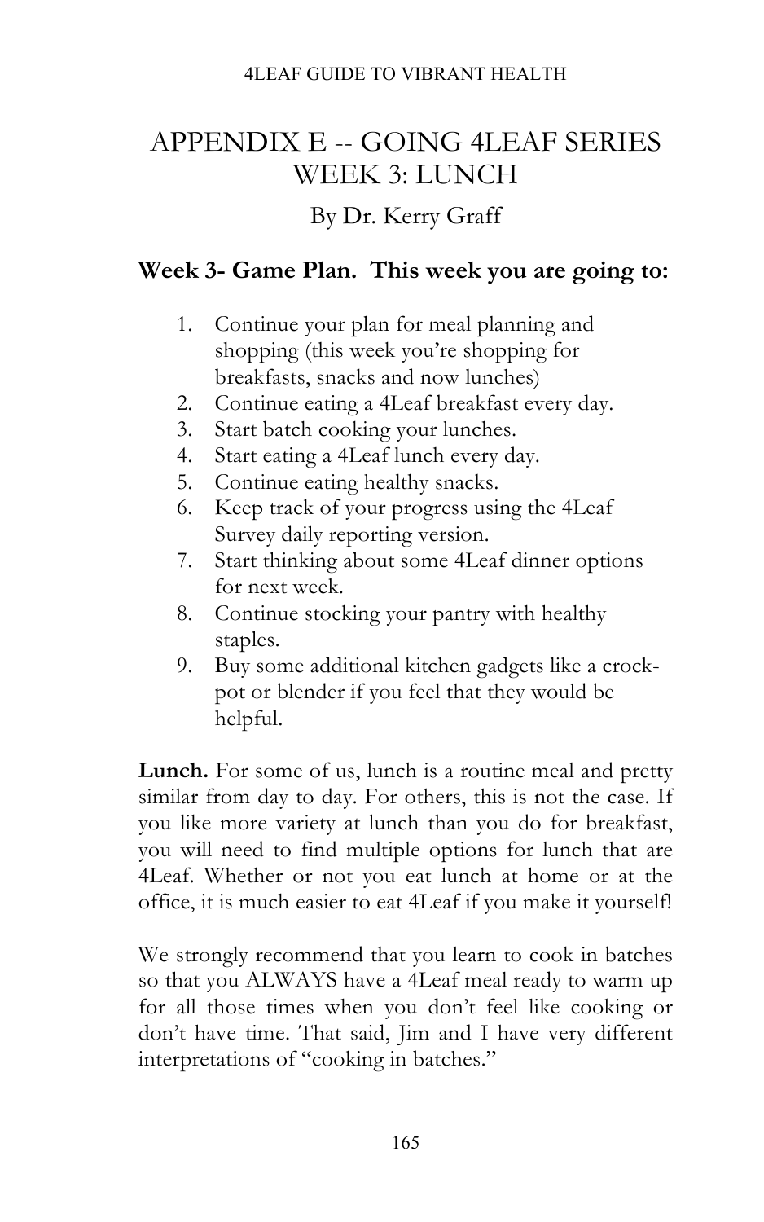# APPENDIX E -- GOING 4LEAF SERIES WEEK 3: LUNCH

By Dr. Kerry Graff

**Week 3- Game Plan. This week you are going to:**

1. Continue your plan for meal planning and shopping (this week you're shopping for breakfasts, snacks and now lunches)
2. Continue eating a 4Leaf breakfast every day.
3. Start batch cooking your lunches.
4. Start eating a 4Leaf lunch every day.
5. Continue eating healthy snacks.
6. Keep track of your progress using the 4Leaf Survey daily reporting version.
7. Start thinking about some 4Leaf dinner options for next week.
8. Continue stocking your pantry with healthy staples.
9. Buy some additional kitchen gadgets like a crock-pot or blender if you feel that they would be helpful.

**Lunch.** For some of us, lunch is a routine meal and pretty similar from day to day. For others, this is not the case. If you like more variety at lunch than you do for breakfast, you will need to find multiple options for lunch that are 4Leaf. Whether or not you eat lunch at home or at the office, it is much easier to eat 4Leaf if you make it yourself!

We strongly recommend that you learn to cook in batches so that you ALWAYS have a 4Leaf meal ready to warm up for all those times when you don't feel like cooking or don't have time. That said, Jim and I have very different interpretations of "cooking in batches."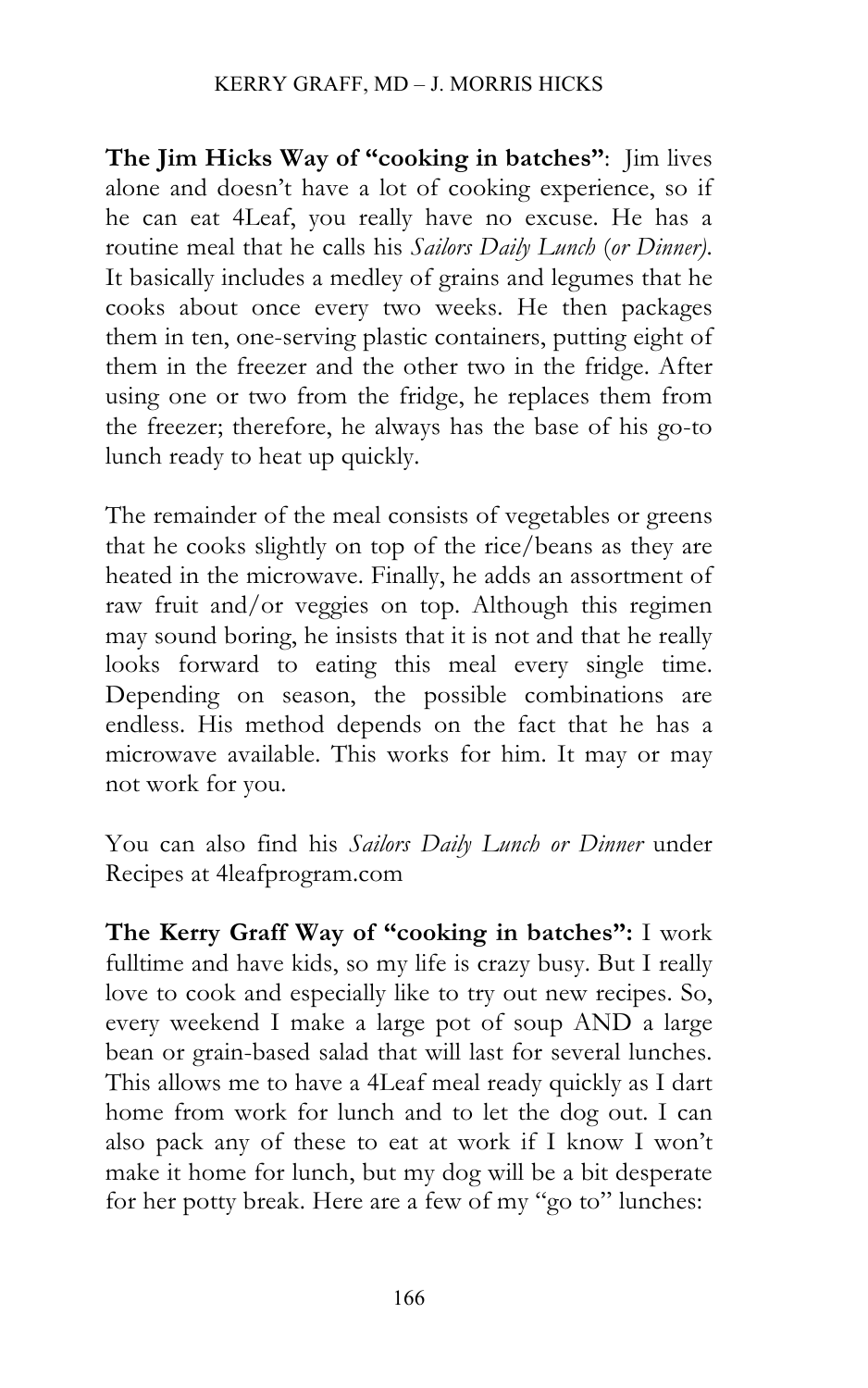**The Jim Hicks Way of "cooking in batches"**: Jim lives alone and doesn't have a lot of cooking experience, so if he can eat 4Leaf, you really have no excuse. He has a routine meal that he calls his *Sailors Daily Lunch* (*or Dinner).* It basically includes a medley of grains and legumes that he cooks about once every two weeks. He then packages them in ten, one-serving plastic containers, putting eight of them in the freezer and the other two in the fridge. After using one or two from the fridge, he replaces them from the freezer; therefore, he always has the base of his go-to lunch ready to heat up quickly.

The remainder of the meal consists of vegetables or greens that he cooks slightly on top of the rice/beans as they are heated in the microwave. Finally, he adds an assortment of raw fruit and/or veggies on top. Although this regimen may sound boring, he insists that it is not and that he really looks forward to eating this meal every single time. Depending on season, the possible combinations are endless. His method depends on the fact that he has a microwave available. This works for him. It may or may not work for you.

You can also find his *Sailors Daily Lunch or Dinner* under Recipes at 4leafprogram.com

**The Kerry Graff Way of "cooking in batches":** I work fulltime and have kids, so my life is crazy busy. But I really love to cook and especially like to try out new recipes. So, every weekend I make a large pot of soup AND a large bean or grain-based salad that will last for several lunches. This allows me to have a 4Leaf meal ready quickly as I dart home from work for lunch and to let the dog out. I can also pack any of these to eat at work if I know I won't make it home for lunch, but my dog will be a bit desperate for her potty break. Here are a few of my "go to" lunches: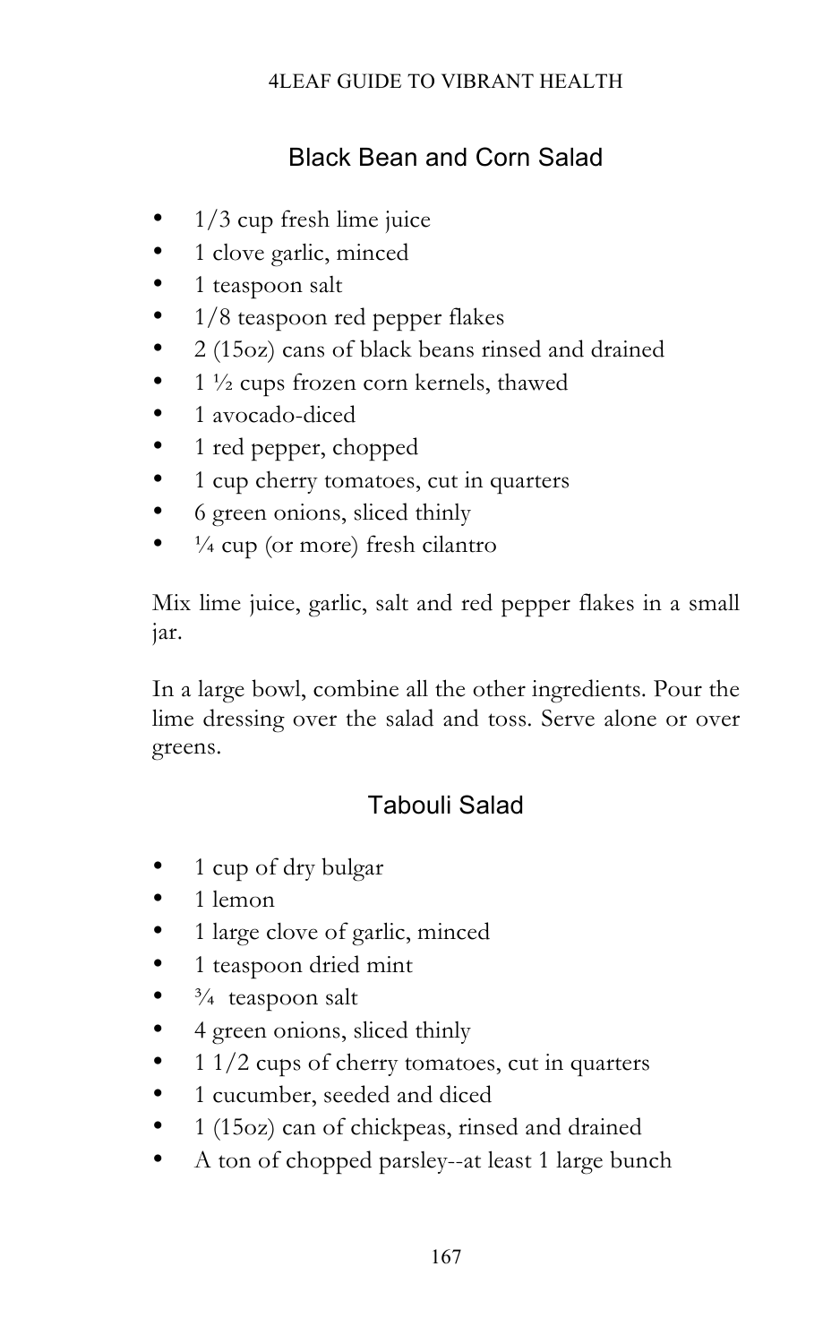## Black Bean and Corn Salad

- 1/3 cup fresh lime juice
- 1 clove garlic, minced
- 1 teaspoon salt
- 1/8 teaspoon red pepper flakes
- 2 (15oz) cans of black beans rinsed and drained
- 1 ½ cups frozen corn kernels, thawed
- 1 avocado-diced
- 1 red pepper, chopped
- 1 cup cherry tomatoes, cut in quarters
- 6 green onions, sliced thinly
- ¼ cup (or more) fresh cilantro

Mix lime juice, garlic, salt and red pepper flakes in a small jar.

In a large bowl, combine all the other ingredients. Pour the lime dressing over the salad and toss. Serve alone or over greens.

## Tabouli Salad

- 1 cup of dry bulgar
- 1 lemon
- 1 large clove of garlic, minced
- 1 teaspoon dried mint
- ¾ teaspoon salt
- 4 green onions, sliced thinly
- 1 1/2 cups of cherry tomatoes, cut in quarters
- 1 cucumber, seeded and diced
- 1 (15oz) can of chickpeas, rinsed and drained
- A ton of chopped parsley--at least 1 large bunch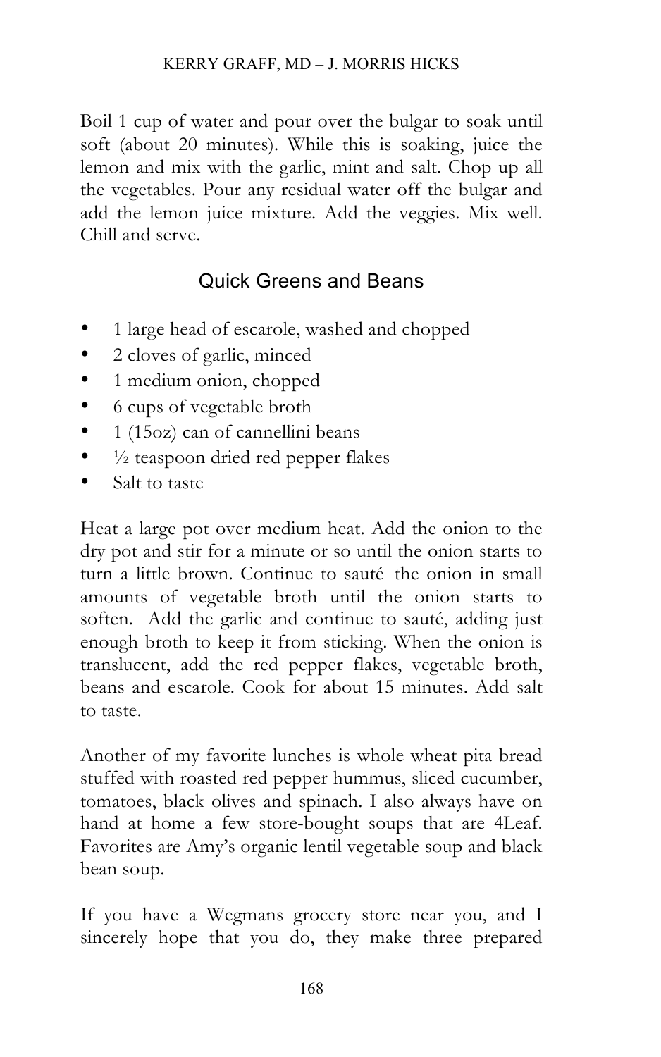Boil 1 cup of water and pour over the bulgar to soak until soft (about 20 minutes). While this is soaking, juice the lemon and mix with the garlic, mint and salt. Chop up all the vegetables. Pour any residual water off the bulgar and add the lemon juice mixture. Add the veggies. Mix well. Chill and serve.

## Quick Greens and Beans

- 1 large head of escarole, washed and chopped
- 2 cloves of garlic, minced
- 1 medium onion, chopped
- 6 cups of vegetable broth
- 1 (15oz) can of cannellini beans
- ½ teaspoon dried red pepper flakes
- Salt to taste

Heat a large pot over medium heat. Add the onion to the dry pot and stir for a minute or so until the onion starts to turn a little brown. Continue to sauté the onion in small amounts of vegetable broth until the onion starts to soften. Add the garlic and continue to sauté, adding just enough broth to keep it from sticking. When the onion is translucent, add the red pepper flakes, vegetable broth, beans and escarole. Cook for about 15 minutes. Add salt to taste.

Another of my favorite lunches is whole wheat pita bread stuffed with roasted red pepper hummus, sliced cucumber, tomatoes, black olives and spinach. I also always have on hand at home a few store-bought soups that are 4Leaf. Favorites are Amy's organic lentil vegetable soup and black bean soup.

If you have a Wegmans grocery store near you, and I sincerely hope that you do, they make three prepared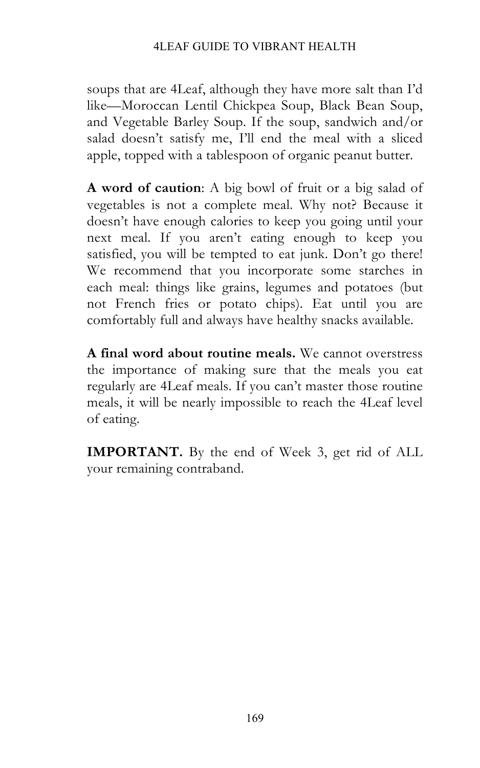soups that are 4Leaf, although they have more salt than I'd like—Moroccan Lentil Chickpea Soup, Black Bean Soup, and Vegetable Barley Soup. If the soup, sandwich and/or salad doesn't satisfy me, I'll end the meal with a sliced apple, topped with a tablespoon of organic peanut butter.

**A word of caution**: A big bowl of fruit or a big salad of vegetables is not a complete meal. Why not? Because it doesn't have enough calories to keep you going until your next meal. If you aren't eating enough to keep you satisfied, you will be tempted to eat junk. Don't go there! We recommend that you incorporate some starches in each meal: things like grains, legumes and potatoes (but not French fries or potato chips). Eat until you are comfortably full and always have healthy snacks available.

**A final word about routine meals.** We cannot overstress the importance of making sure that the meals you eat regularly are 4Leaf meals. If you can't master those routine meals, it will be nearly impossible to reach the 4Leaf level of eating.

**IMPORTANT.** By the end of Week 3, get rid of ALL your remaining contraband.